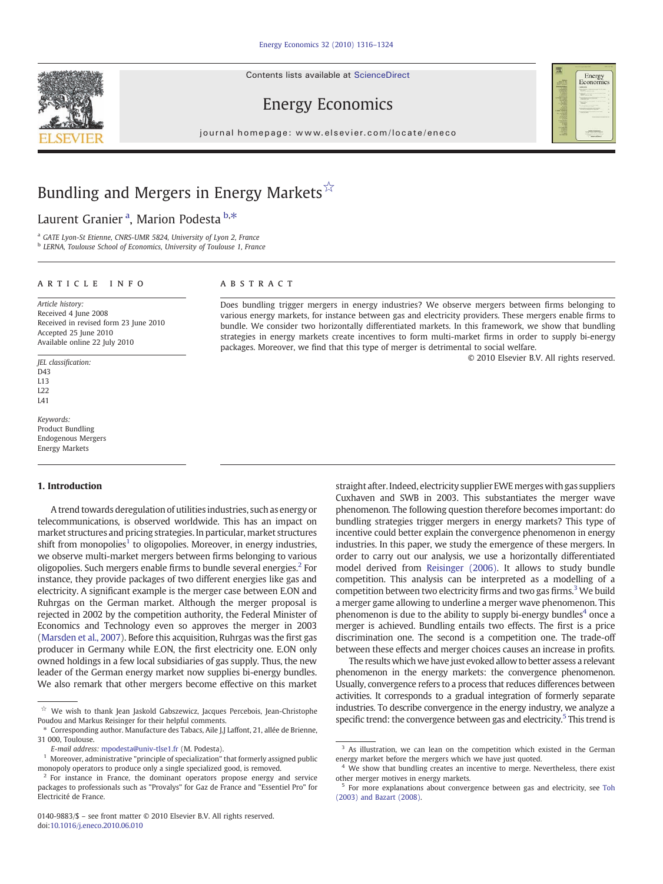# Bundling and Mergers in Energy Markets☆

Laurent Granier [a], Marion Podesta [b,*]

[a] GATE Lyon-St Etienne, CNRS-UMR 5824, University of Lyon 2, France

[b] LERNA, Toulouse School of Economics, University of Toulouse 1, France

## ARTICLE INFO

*Article history:*
Received 4 June 2008
Received in revised form 23 June 2010
Accepted 25 June 2010
Available online 22 July 2010

*JEL classification:*
D43
L13
L22
L41

*Keywords:*
Product Bundling
Endogenous Mergers
Energy Markets

## ABSTRACT

Does bundling trigger mergers in energy industries? We observe mergers between firms belonging to various energy markets, for instance between gas and electricity providers. These mergers enable firms to bundle. We consider two horizontally differentiated markets. In this framework, we show that bundling strategies in energy markets create incentives to form multi-market firms in order to supply bi-energy packages. Moreover, we find that this type of merger is detrimental to social welfare.

© 2010 Elsevier B.V. All rights reserved.

## 1. Introduction

A trend towards deregulation of utilities industries, such as energy or telecommunications, is observed worldwide. This has an impact on market structures and pricing strategies. In particular, market structures shift from monopolies[1] to oligopolies. Moreover, in energy industries, we observe multi-market mergers between firms belonging to various oligopolies. Such mergers enable firms to bundle several energies.[2] For instance, they provide packages of two different energies like gas and electricity. A significant example is the merger case between E.ON and Ruhrgas on the German market. Although the merger proposal is rejected in 2002 by the competition authority, the Federal Minister of Economics and Technology even so approves the merger in 2003 (Marsden et al., 2007). Before this acquisition, Ruhrgas was the first gas producer in Germany while E.ON, the first electricity one. E.ON only owned holdings in a few local subsidiaries of gas supply. Thus, the new leader of the German energy market now supplies bi-energy bundles. We also remark that other mergers become effective on this market straight after. Indeed, electricity supplier EWE merges with gas suppliers Cuxhaven and SWB in 2003. This substantiates the merger wave phenomenon. The following question therefore becomes important: do bundling strategies trigger mergers in energy markets? This type of incentive could better explain the convergence phenomenon in energy industries. In this paper, we study the emergence of these mergers. In order to carry out our analysis, we use a horizontally differentiated model derived from Reisinger (2006). It allows to study bundle competition. This analysis can be interpreted as a modelling of a competition between two electricity firms and two gas firms.[3] We build a merger game allowing to underline a merger wave phenomenon. This phenomenon is due to the ability to supply bi-energy bundles[4] once a merger is achieved. Bundling entails two effects. The first is a price discrimination one. The second is a competition one. The trade-off between these effects and merger choices causes an increase in profits.

The results which we have just evoked allow to better assess a relevant phenomenon in the energy markets: the convergence phenomenon. Usually, convergence refers to a process that reduces differences between activities. It corresponds to a gradual integration of formerly separate industries. To describe convergence in the energy industry, we analyze a specific trend: the convergence between gas and electricity.[5] This trend is

---

☆ We wish to thank Jean Jaskold Gabszewicz, Jacques Percebois, Jean-Christophe Poudou and Markus Reisinger for their helpful comments.

\* Corresponding author. Manufacture des Tabacs, Aile J.J Laffont, 21, allée de Brienne, 31 000, Toulouse.

*E-mail address:* mpodesta@univ-tlse1.fr (M. Podesta).

[1] Moreover, administrative "principle of specialization" that formerly assigned public monopoly operators to produce only a single specialized good, is removed.

[2] For instance in France, the dominant operators propose energy and service packages to professionals such as "Provalys" for Gaz de France and "Essentiel Pro" for Electricité de France.

[3] As illustration, we can lean on the competition which existed in the German energy market before the mergers which we have just quoted.

[4] We show that bundling creates an incentive to merge. Nevertheless, there exist other merger motives in energy markets.

[5] For more explanations about convergence between gas and electricity, see Toh (2003) and Bazart (2008).

0140-9883/$ – see front matter © 2010 Elsevier B.V. All rights reserved.
doi:10.1016/j.eneco.2010.06.010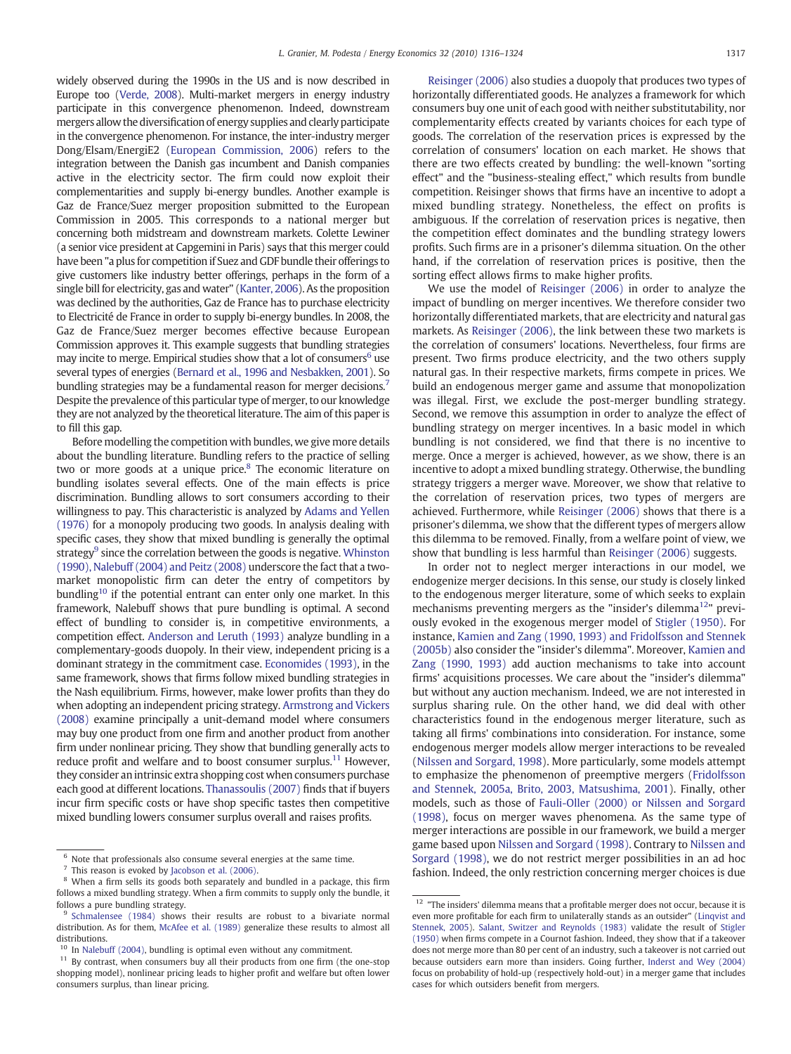widely observed during the 1990s in the US and is now described in Europe too (Verde, 2008). Multi-market mergers in energy industry participate in this convergence phenomenon. Indeed, downstream mergers allow the diversification of energy supplies and clearly participate in the convergence phenomenon. For instance, the inter-industry merger Dong/Elsam/EnergiE2 (European Commission, 2006) refers to the integration between the Danish gas incumbent and Danish companies active in the electricity sector. The firm could now exploit their complementarities and supply bi-energy bundles. Another example is Gaz de France/Suez merger proposition submitted to the European Commission in 2005. This corresponds to a national merger but concerning both midstream and downstream markets. Colette Lewiner (a senior vice president at Capgemini in Paris) says that this merger could have been "a plus for competition if Suez and GDF bundle their offerings to give customers like industry better offerings, perhaps in the form of a single bill for electricity, gas and water" (Kanter, 2006). As the proposition was declined by the authorities, Gaz de France has to purchase electricity to Electricité de France in order to supply bi-energy bundles. In 2008, the Gaz de France/Suez merger becomes effective because European Commission approves it. This example suggests that bundling strategies may incite to merge. Empirical studies show that a lot of consumers[6] use several types of energies (Bernard et al., 1996 and Nesbakken, 2001). So bundling strategies may be a fundamental reason for merger decisions.[7] Despite the prevalence of this particular type of merger, to our knowledge they are not analyzed by the theoretical literature. The aim of this paper is to fill this gap.

Before modelling the competition with bundles, we give more details about the bundling literature. Bundling refers to the practice of selling two or more goods at a unique price.[8] The economic literature on bundling isolates several effects. One of the main effects is price discrimination. Bundling allows to sort consumers according to their willingness to pay. This characteristic is analyzed by Adams and Yellen (1976) for a monopoly producing two goods. In analysis dealing with specific cases, they show that mixed bundling is generally the optimal strategy[9] since the correlation between the goods is negative. Whinston (1990), Nalebuff (2004) and Peitz (2008) underscore the fact that a two-market monopolistic firm can deter the entry of competitors by bundling[10] if the potential entrant can enter only one market. In this framework, Nalebuff shows that pure bundling is optimal. A second effect of bundling to consider is, in competitive environments, a competition effect. Anderson and Leruth (1993) analyze bundling in a complementary-goods duopoly. In their view, independent pricing is a dominant strategy in the commitment case. Economides (1993), in the same framework, shows that firms follow mixed bundling strategies in the Nash equilibrium. Firms, however, make lower profits than they do when adopting an independent pricing strategy. Armstrong and Vickers (2008) examine principally a unit-demand model where consumers may buy one product from one firm and another product from another firm under nonlinear pricing. They show that bundling generally acts to reduce profit and welfare and to boost consumer surplus.[11] However, they consider an intrinsic extra shopping cost when consumers purchase each good at different locations. Thanassoulis (2007) finds that if buyers incur firm specific costs or have shop specific tastes then competitive mixed bundling lowers consumer surplus overall and raises profits.

Reisinger (2006) also studies a duopoly that produces two types of horizontally differentiated goods. He analyzes a framework for which consumers buy one unit of each good with neither substitutability, nor complementarity effects created by variants choices for each type of goods. The correlation of the reservation prices is expressed by the correlation of consumers' location on each market. He shows that there are two effects created by bundling: the well-known "sorting effect" and the "business-stealing effect," which results from bundle competition. Reisinger shows that firms have an incentive to adopt a mixed bundling strategy. Nonetheless, the effect on profits is ambiguous. If the correlation of reservation prices is negative, then the competition effect dominates and the bundling strategy lowers profits. Such firms are in a prisoner's dilemma situation. On the other hand, if the correlation of reservation prices is positive, then the sorting effect allows firms to make higher profits.

We use the model of Reisinger (2006) in order to analyze the impact of bundling on merger incentives. We therefore consider two horizontally differentiated markets, that are electricity and natural gas markets. As Reisinger (2006), the link between these two markets is the correlation of consumers' locations. Nevertheless, four firms are present. Two firms produce electricity, and the two others supply natural gas. In their respective markets, firms compete in prices. We build an endogenous merger game and assume that monopolization was illegal. First, we exclude the post-merger bundling strategy. Second, we remove this assumption in order to analyze the effect of bundling strategy on merger incentives. In a basic model in which bundling is not considered, we find that there is no incentive to merge. Once a merger is achieved, however, as we show, there is an incentive to adopt a mixed bundling strategy. Otherwise, the bundling strategy triggers a merger wave. Moreover, we show that relative to the correlation of reservation prices, two types of mergers are achieved. Furthermore, while Reisinger (2006) shows that there is a prisoner's dilemma, we show that the different types of mergers allow this dilemma to be removed. Finally, from a welfare point of view, we show that bundling is less harmful than Reisinger (2006) suggests.

In order not to neglect merger interactions in our model, we endogenize merger decisions. In this sense, our study is closely linked to the endogenous merger literature, some of which seeks to explain mechanisms preventing mergers as the "insider's dilemma[12]" previously evoked in the exogenous merger model of Stigler (1950). For instance, Kamien and Zang (1990, 1993) and Fridolfsson and Stennek (2005b) also consider the "insider's dilemma". Moreover, Kamien and Zang (1990, 1993) add auction mechanisms to take into account firms' acquisitions processes. We care about the "insider's dilemma" but without any auction mechanism. Indeed, we are not interested in surplus sharing rule. On the other hand, we did deal with other characteristics found in the endogenous merger literature, such as taking all firms' combinations into consideration. For instance, some endogenous merger models allow merger interactions to be revealed (Nilssen and Sorgard, 1998). More particularly, some models attempt to emphasize the phenomenon of preemptive mergers (Fridolfsson and Stennek, 2005a, Brito, 2003, Matsushima, 2001). Finally, other models, such as those of Fauli-Oller (2000) or Nilssen and Sorgard (1998), focus on merger waves phenomena. As the same type of merger interactions are possible in our framework, we build a merger game based upon Nilssen and Sorgard (1998). Contrary to Nilssen and Sorgard (1998), we do not restrict merger possibilities in an ad hoc fashion. Indeed, the only restriction concerning merger choices is due

[6] Note that professionals also consume several energies at the same time.

[7] This reason is evoked by Jacobson et al. (2006).

[8] When a firm sells its goods both separately and bundled in a package, this firm follows a mixed bundling strategy. When a firm commits to supply only the bundle, it follows a pure bundling strategy.

[9] Schmalensee (1984) shows their results are robust to a bivariate normal distribution. As for them, McAfee et al. (1989) generalize these results to almost all distributions.

[10] In Nalebuff (2004), bundling is optimal even without any commitment.

[11] By contrast, when consumers buy all their products from one firm (the one-stop shopping model), nonlinear pricing leads to higher profit and welfare but often lower consumers surplus, than linear pricing.

[12] "The insiders' dilemma means that a profitable merger does not occur, because it is even more profitable for each firm to unilaterally stands as an outsider" (Linqvist and Stennek, 2005). Salant, Switzer and Reynolds (1983) validate the result of Stigler (1950) when firms compete in a Cournot fashion. Indeed, they show that if a takeover does not merge more than 80 per cent of an industry, such a takeover is not carried out because outsiders earn more than insiders. Going further, Inderst and Wey (2004) focus on probability of hold-up (respectively hold-out) in a merger game that includes cases for which outsiders benefit from mergers.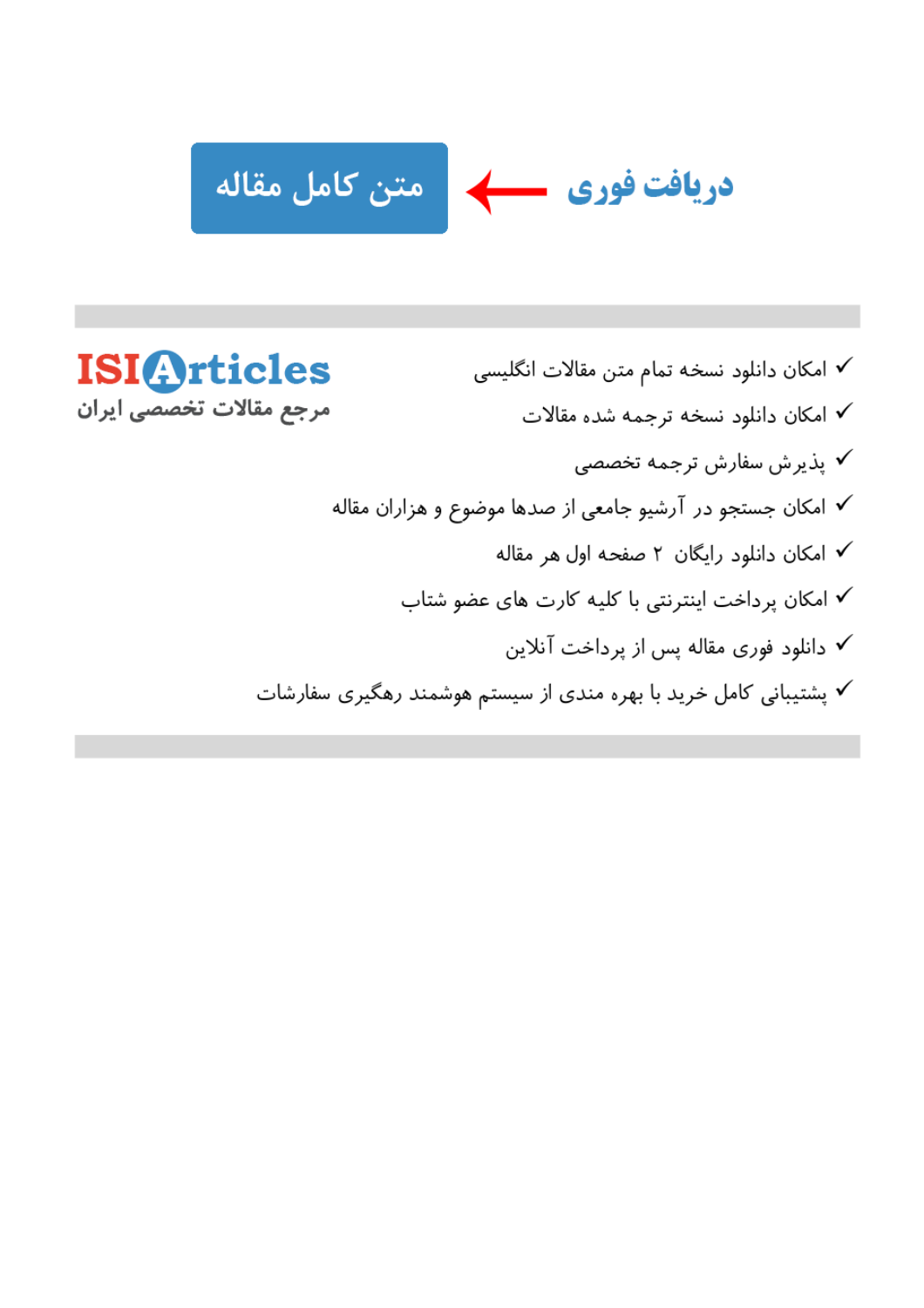دریافت فوری ← متن کامل مقاله

ISIArticles

مرجع مقالات تخصصی ایران

- ✓ امکان دانلود نسخه تمام متن مقالات انگلیسی
- ✓ امکان دانلود نسخه ترجمه شده مقالات
- ✓ پذیرش سفارش ترجمه تخصصی
- ✓ امکان جستجو در آرشیو جامعی از صدها موضوع و هزاران مقاله
- ✓ امکان دانلود رایگان ۲ صفحه اول هر مقاله
- ✓ امکان پرداخت اینترنتی با کلیه کارت های عضو شتاب
- ✓ دانلود فوری مقاله پس از پرداخت آنلاین
- ✓ پشتیبانی کامل خرید با بهره مندی از سیستم هوشمند رهگیری سفارشات